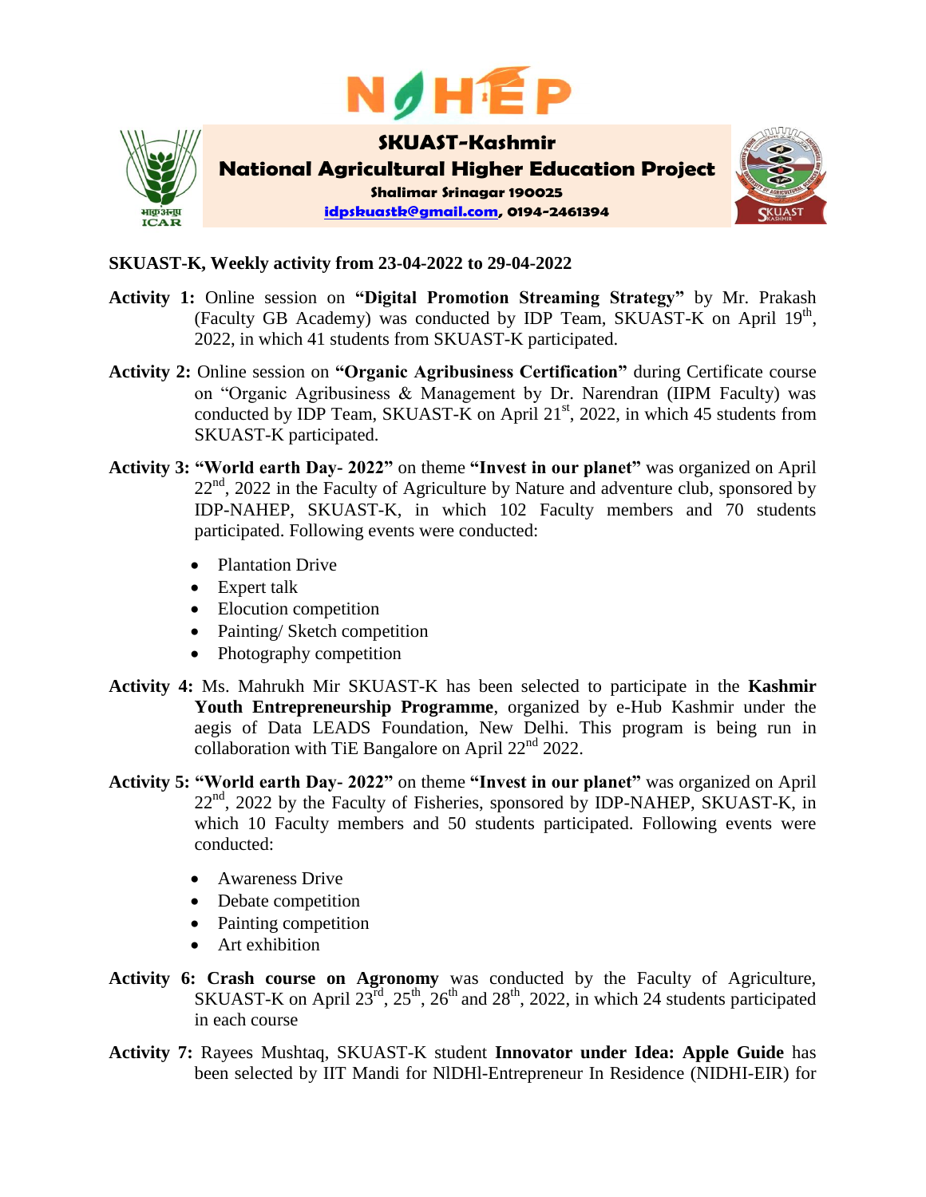# SKUAST-Kashmir

## National Agricultural Higher Education Project

**Shalimar Srinagar 190025**

**idpskuastk@gmail.com, 0194-2461394**

**SKUAST-K, Weekly activity from 23-04-2022 to 29-04-2022**

**Activity 1:** Online session on **"Digital Promotion Streaming Strategy"** by Mr. Prakash (Faculty GB Academy) was conducted by IDP Team, SKUAST-K on April 19th, 2022, in which 41 students from SKUAST-K participated.

**Activity 2:** Online session on **"Organic Agribusiness Certification"** during Certificate course on "Organic Agribusiness & Management by Dr. Narendran (IIPM Faculty) was conducted by IDP Team, SKUAST-K on April 21st, 2022, in which 45 students from SKUAST-K participated.

**Activity 3: "World earth Day- 2022"** on theme **"Invest in our planet"** was organized on April 22nd, 2022 in the Faculty of Agriculture by Nature and adventure club, sponsored by IDP-NAHEP, SKUAST-K, in which 102 Faculty members and 70 students participated. Following events were conducted:

- Plantation Drive
- Expert talk
- Elocution competition
- Painting/ Sketch competition
- Photography competition

**Activity 4:** Ms. Mahrukh Mir SKUAST-K has been selected to participate in the **Kashmir Youth Entrepreneurship Programme**, organized by e-Hub Kashmir under the aegis of Data LEADS Foundation, New Delhi. This program is being run in collaboration with TiE Bangalore on April 22nd 2022.

**Activity 5: "World earth Day- 2022"** on theme **"Invest in our planet"** was organized on April 22nd, 2022 by the Faculty of Fisheries, sponsored by IDP-NAHEP, SKUAST-K, in which 10 Faculty members and 50 students participated. Following events were conducted:

- Awareness Drive
- Debate competition
- Painting competition
- Art exhibition

**Activity 6: Crash course on Agronomy** was conducted by the Faculty of Agriculture, SKUAST-K on April 23rd, 25th, 26th and 28th, 2022, in which 24 students participated in each course

**Activity 7:** Rayees Mushtaq, SKUAST-K student **Innovator under Idea: Apple Guide** has been selected by IIT Mandi for NIDHI-Entrepreneur In Residence (NIDHI-EIR) for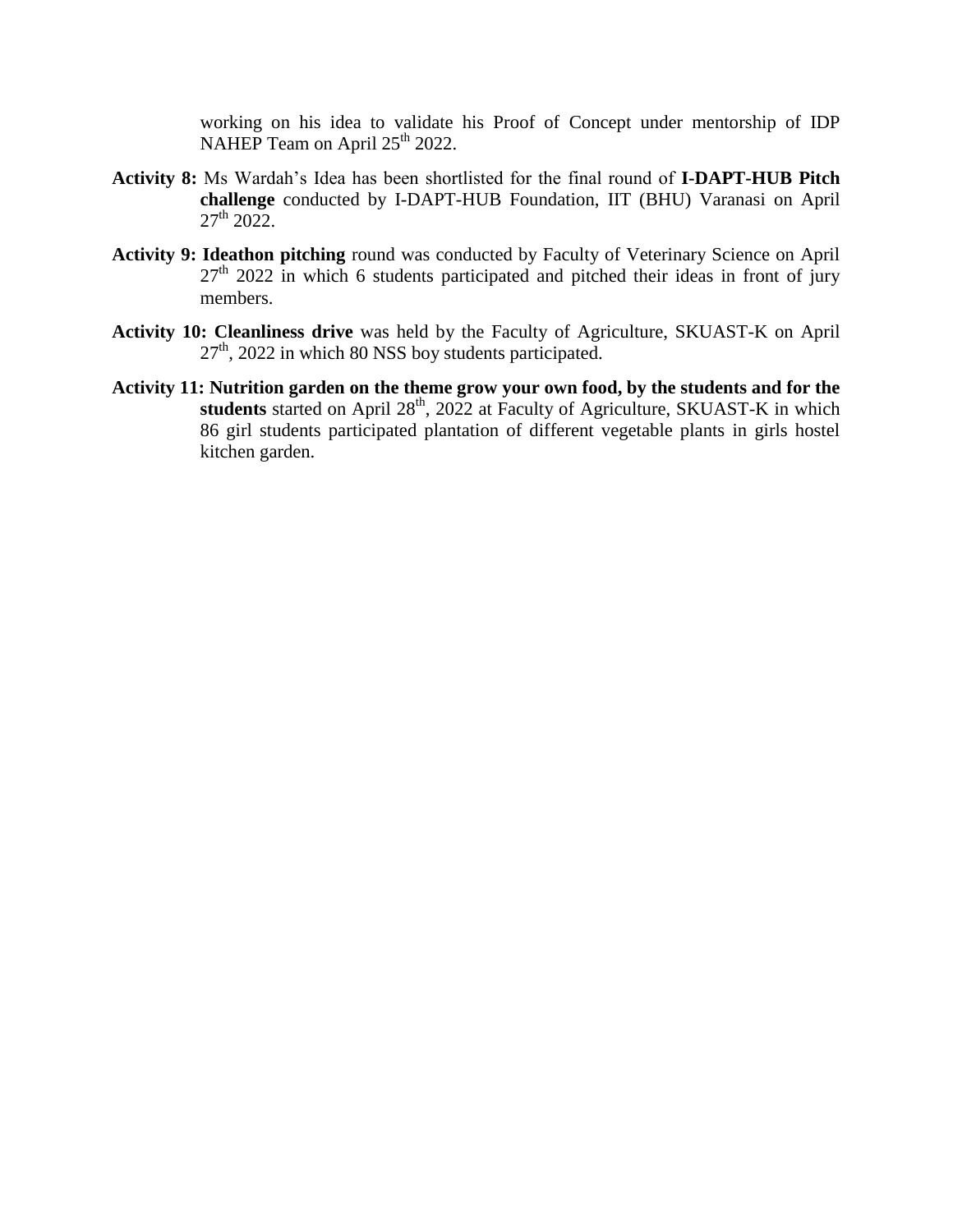working on his idea to validate his Proof of Concept under mentorship of IDP NAHEP Team on April 25th 2022.

**Activity 8:** Ms Wardah's Idea has been shortlisted for the final round of **I-DAPT-HUB Pitch challenge** conducted by I-DAPT-HUB Foundation, IIT (BHU) Varanasi on April 27th 2022.

**Activity 9: Ideathon pitching** round was conducted by Faculty of Veterinary Science on April 27th 2022 in which 6 students participated and pitched their ideas in front of jury members.

**Activity 10: Cleanliness drive** was held by the Faculty of Agriculture, SKUAST-K on April 27th, 2022 in which 80 NSS boy students participated.

**Activity 11: Nutrition garden on the theme grow your own food, by the students and for the students** started on April 28th, 2022 at Faculty of Agriculture, SKUAST-K in which 86 girl students participated plantation of different vegetable plants in girls hostel kitchen garden.